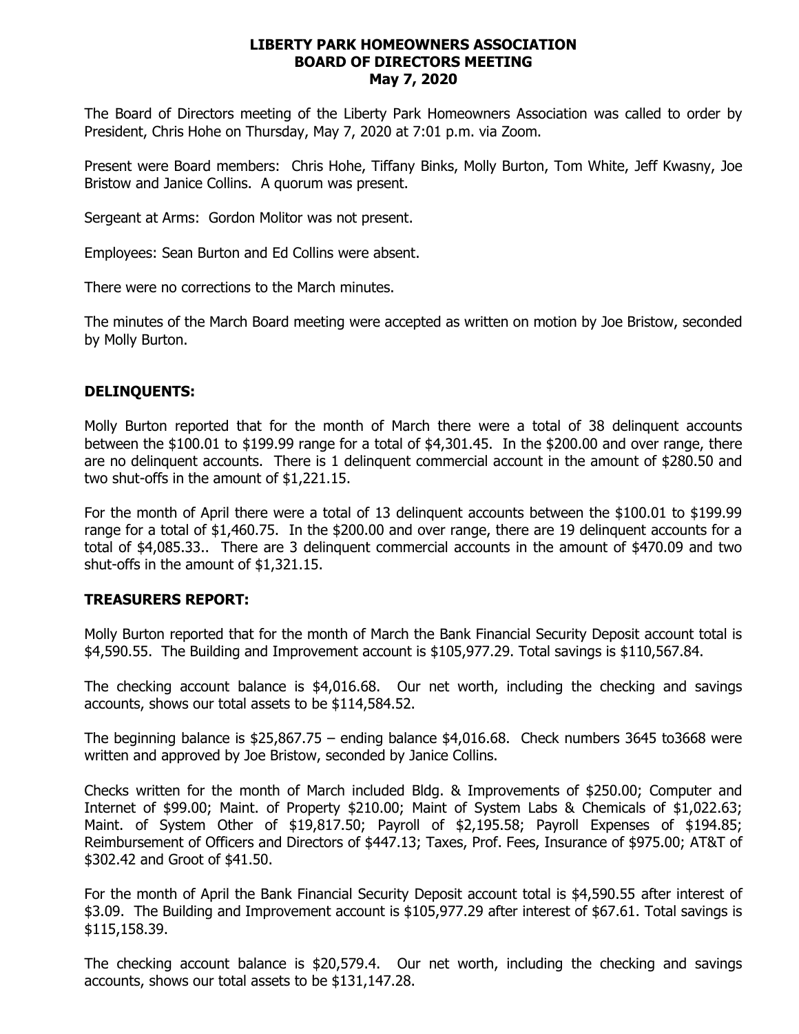# LIBERTY PARK HOMEOWNERS ASSOCIATION
## BOARD OF DIRECTORS MEETING
### May 7, 2020

The Board of Directors meeting of the Liberty Park Homeowners Association was called to order by President, Chris Hohe on Thursday, May 7, 2020 at 7:01 p.m. via Zoom.

Present were Board members: Chris Hohe, Tiffany Binks, Molly Burton, Tom White, Jeff Kwasny, Joe Bristow and Janice Collins. A quorum was present.

Sergeant at Arms: Gordon Molitor was not present.

Employees: Sean Burton and Ed Collins were absent.

There were no corrections to the March minutes.

The minutes of the March Board meeting were accepted as written on motion by Joe Bristow, seconded by Molly Burton.

**DELINQUENTS:**

Molly Burton reported that for the month of March there were a total of 38 delinquent accounts between the $100.01 to $199.99 range for a total of $4,301.45. In the $200.00 and over range, there are no delinquent accounts. There is 1 delinquent commercial account in the amount of $280.50 and two shut-offs in the amount of $1,221.15.

For the month of April there were a total of 13 delinquent accounts between the $100.01 to $199.99 range for a total of $1,460.75. In the $200.00 and over range, there are 19 delinquent accounts for a total of $4,085.33.. There are 3 delinquent commercial accounts in the amount of $470.09 and two shut-offs in the amount of $1,321.15.

**TREASURERS REPORT:**

Molly Burton reported that for the month of March the Bank Financial Security Deposit account total is $4,590.55. The Building and Improvement account is $105,977.29. Total savings is $110,567.84.

The checking account balance is $4,016.68. Our net worth, including the checking and savings accounts, shows our total assets to be $114,584.52.

The beginning balance is $25,867.75 – ending balance $4,016.68. Check numbers 3645 to3668 were written and approved by Joe Bristow, seconded by Janice Collins.

Checks written for the month of March included Bldg. & Improvements of $250.00; Computer and Internet of $99.00; Maint. of Property $210.00; Maint of System Labs & Chemicals of $1,022.63; Maint. of System Other of $19,817.50; Payroll of $2,195.58; Payroll Expenses of $194.85; Reimbursement of Officers and Directors of $447.13; Taxes, Prof. Fees, Insurance of $975.00; AT&T of $302.42 and Groot of $41.50.

For the month of April the Bank Financial Security Deposit account total is $4,590.55 after interest of $3.09. The Building and Improvement account is $105,977.29 after interest of $67.61. Total savings is $115,158.39.

The checking account balance is $20,579.4. Our net worth, including the checking and savings accounts, shows our total assets to be $131,147.28.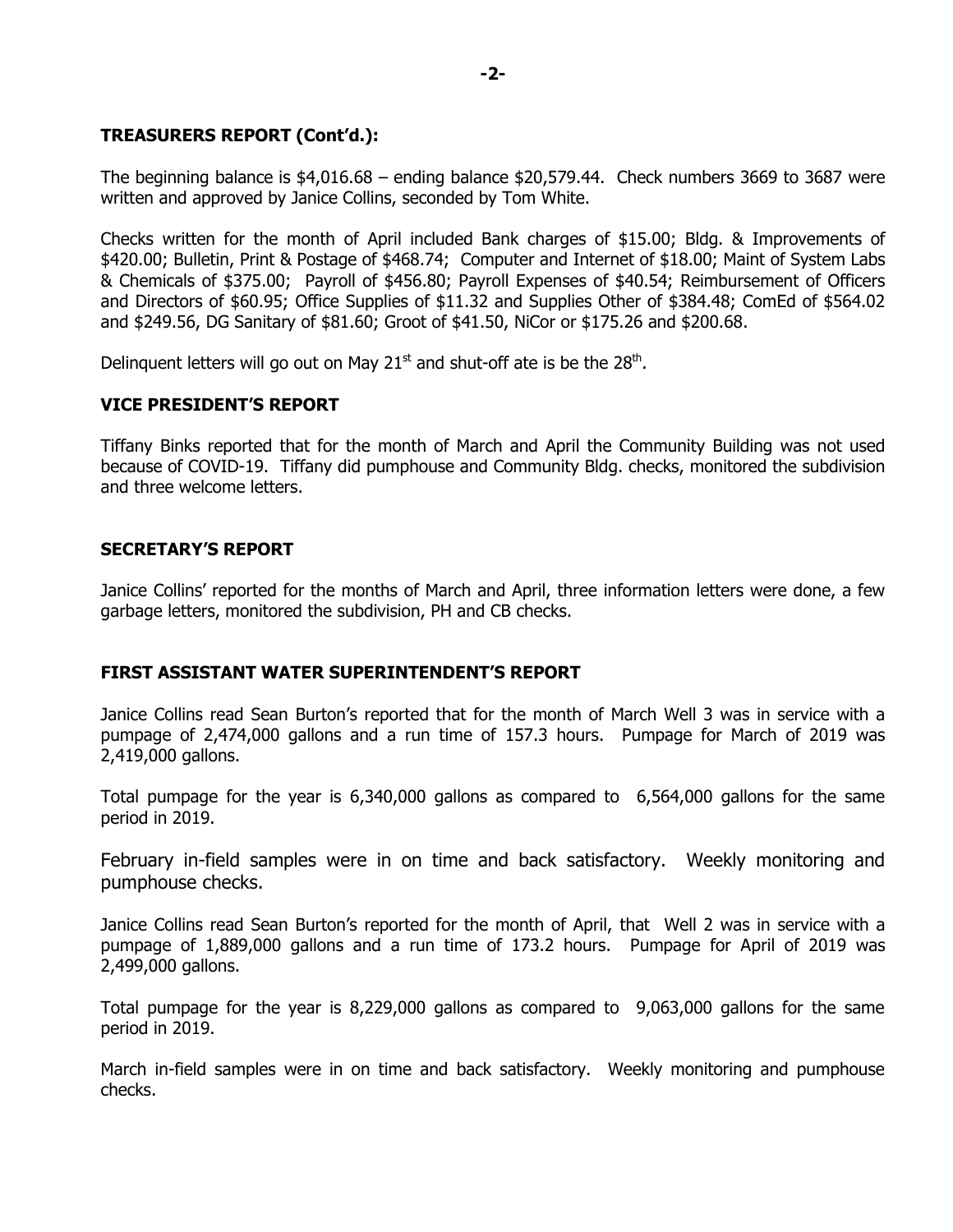### TREASURERS REPORT (Cont'd.):

The beginning balance is $4,016.68 – ending balance $20,579.44. Check numbers 3669 to 3687 were written and approved by Janice Collins, seconded by Tom White.

Checks written for the month of April included Bank charges of $15.00; Bldg. & Improvements of $420.00; Bulletin, Print & Postage of $468.74; Computer and Internet of $18.00; Maint of System Labs & Chemicals of $375.00; Payroll of $456.80; Payroll Expenses of $40.54; Reimbursement of Officers and Directors of $60.95; Office Supplies of $11.32 and Supplies Other of $384.48; ComEd of $564.02 and $249.56, DG Sanitary of $81.60; Groot of $41.50, NiCor or $175.26 and $200.68.

Delinquent letters will go out on May 21st and shut-off ate is be the 28th.

### VICE PRESIDENT'S REPORT

Tiffany Binks reported that for the month of March and April the Community Building was not used because of COVID-19. Tiffany did pumphouse and Community Bldg. checks, monitored the subdivision and three welcome letters.

### SECRETARY'S REPORT

Janice Collins' reported for the months of March and April, three information letters were done, a few garbage letters, monitored the subdivision, PH and CB checks.

### FIRST ASSISTANT WATER SUPERINTENDENT'S REPORT

Janice Collins read Sean Burton's reported that for the month of March Well 3 was in service with a pumpage of 2,474,000 gallons and a run time of 157.3 hours. Pumpage for March of 2019 was 2,419,000 gallons.

Total pumpage for the year is 6,340,000 gallons as compared to 6,564,000 gallons for the same period in 2019.

February in-field samples were in on time and back satisfactory. Weekly monitoring and pumphouse checks.

Janice Collins read Sean Burton's reported for the month of April, that Well 2 was in service with a pumpage of 1,889,000 gallons and a run time of 173.2 hours. Pumpage for April of 2019 was 2,499,000 gallons.

Total pumpage for the year is 8,229,000 gallons as compared to 9,063,000 gallons for the same period in 2019.

March in-field samples were in on time and back satisfactory. Weekly monitoring and pumphouse checks.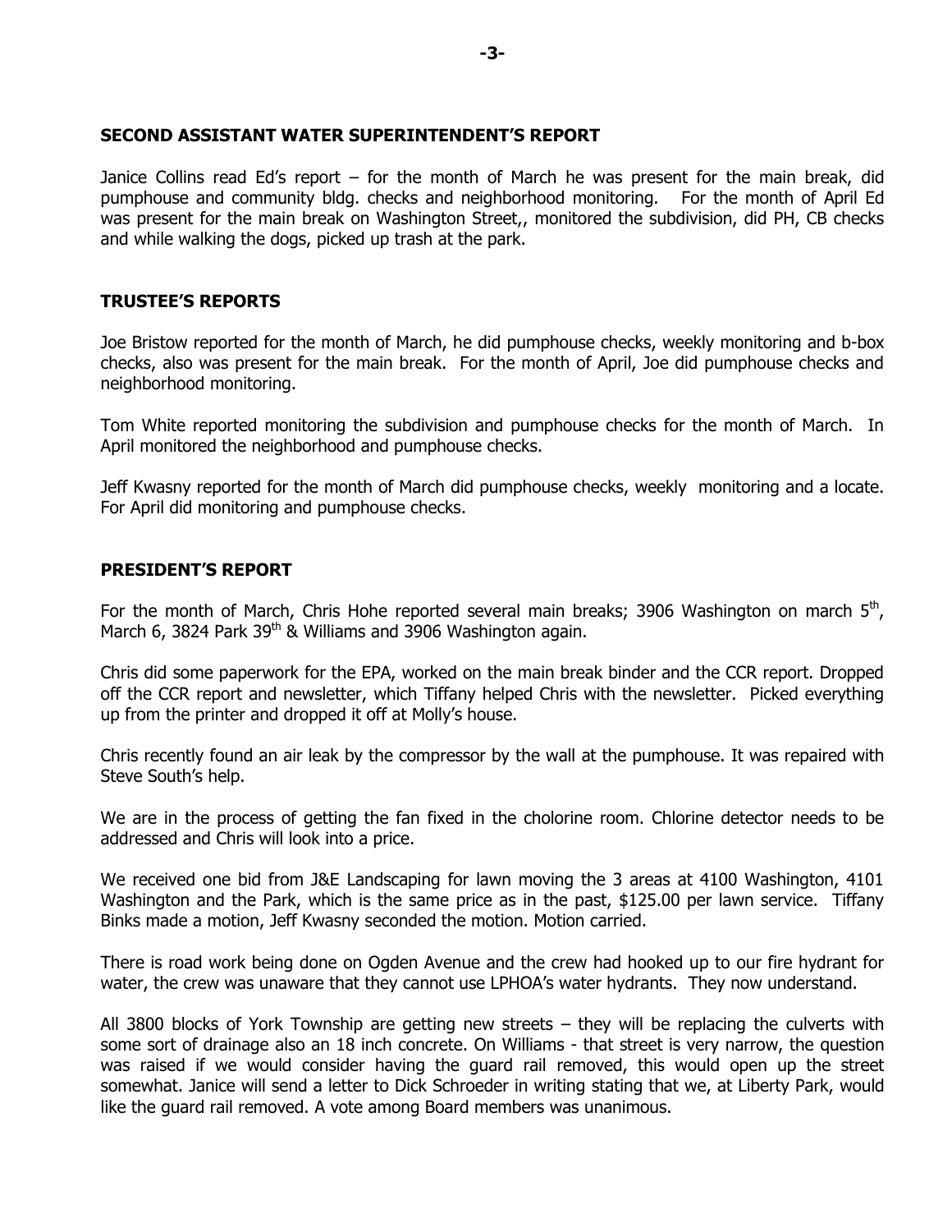## SECOND ASSISTANT WATER SUPERINTENDENT'S REPORT

Janice Collins read Ed's report – for the month of March he was present for the main break, did pumphouse and community bldg. checks and neighborhood monitoring. For the month of April Ed was present for the main break on Washington Street,, monitored the subdivision, did PH, CB checks and while walking the dogs, picked up trash at the park.

## TRUSTEE'S REPORTS

Joe Bristow reported for the month of March, he did pumphouse checks, weekly monitoring and b-box checks, also was present for the main break. For the month of April, Joe did pumphouse checks and neighborhood monitoring.

Tom White reported monitoring the subdivision and pumphouse checks for the month of March. In April monitored the neighborhood and pumphouse checks.

Jeff Kwasny reported for the month of March did pumphouse checks, weekly monitoring and a locate. For April did monitoring and pumphouse checks.

## PRESIDENT'S REPORT

For the month of March, Chris Hohe reported several main breaks; 3906 Washington on march 5th, March 6, 3824 Park 39th & Williams and 3906 Washington again.

Chris did some paperwork for the EPA, worked on the main break binder and the CCR report. Dropped off the CCR report and newsletter, which Tiffany helped Chris with the newsletter. Picked everything up from the printer and dropped it off at Molly's house.

Chris recently found an air leak by the compressor by the wall at the pumphouse. It was repaired with Steve South's help.

We are in the process of getting the fan fixed in the cholorine room. Chlorine detector needs to be addressed and Chris will look into a price.

We received one bid from J&E Landscaping for lawn moving the 3 areas at 4100 Washington, 4101 Washington and the Park, which is the same price as in the past, $125.00 per lawn service. Tiffany Binks made a motion, Jeff Kwasny seconded the motion. Motion carried.

There is road work being done on Ogden Avenue and the crew had hooked up to our fire hydrant for water, the crew was unaware that they cannot use LPHOA's water hydrants. They now understand.

All 3800 blocks of York Township are getting new streets – they will be replacing the culverts with some sort of drainage also an 18 inch concrete. On Williams - that street is very narrow, the question was raised if we would consider having the guard rail removed, this would open up the street somewhat. Janice will send a letter to Dick Schroeder in writing stating that we, at Liberty Park, would like the guard rail removed. A vote among Board members was unanimous.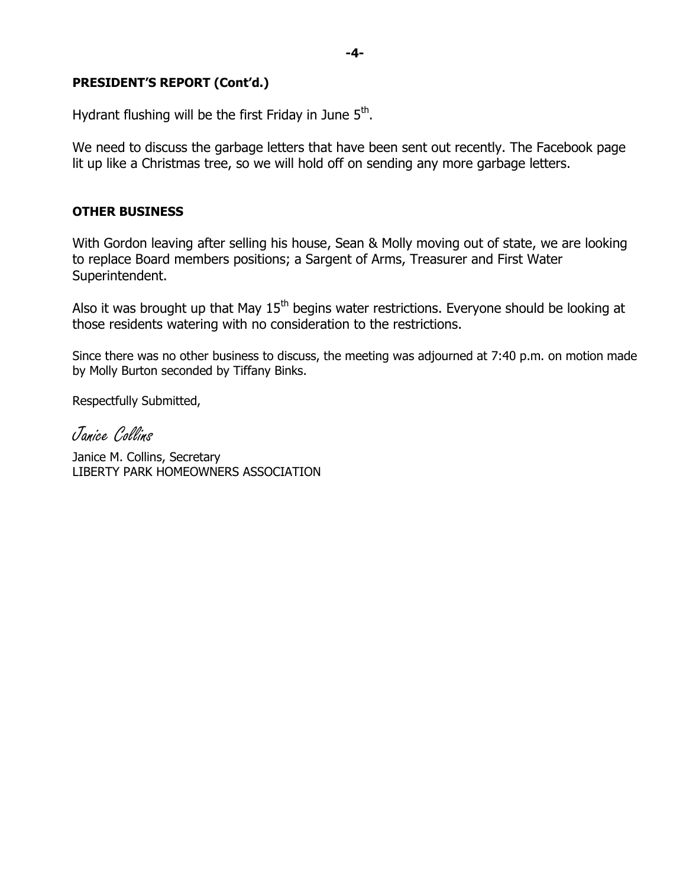**PRESIDENT'S REPORT (Cont'd.)**

Hydrant flushing will be the first Friday in June 5th.

We need to discuss the garbage letters that have been sent out recently. The Facebook page lit up like a Christmas tree, so we will hold off on sending any more garbage letters.

**OTHER BUSINESS**

With Gordon leaving after selling his house, Sean & Molly moving out of state, we are looking to replace Board members positions; a Sargent of Arms, Treasurer and First Water Superintendent.

Also it was brought up that May 15th begins water restrictions. Everyone should be looking at those residents watering with no consideration to the restrictions.

Since there was no other business to discuss, the meeting was adjourned at 7:40 p.m. on motion made by Molly Burton seconded by Tiffany Binks.

Respectfully Submitted,

*Janice Collins*

Janice M. Collins, Secretary
LIBERTY PARK HOMEOWNERS ASSOCIATION